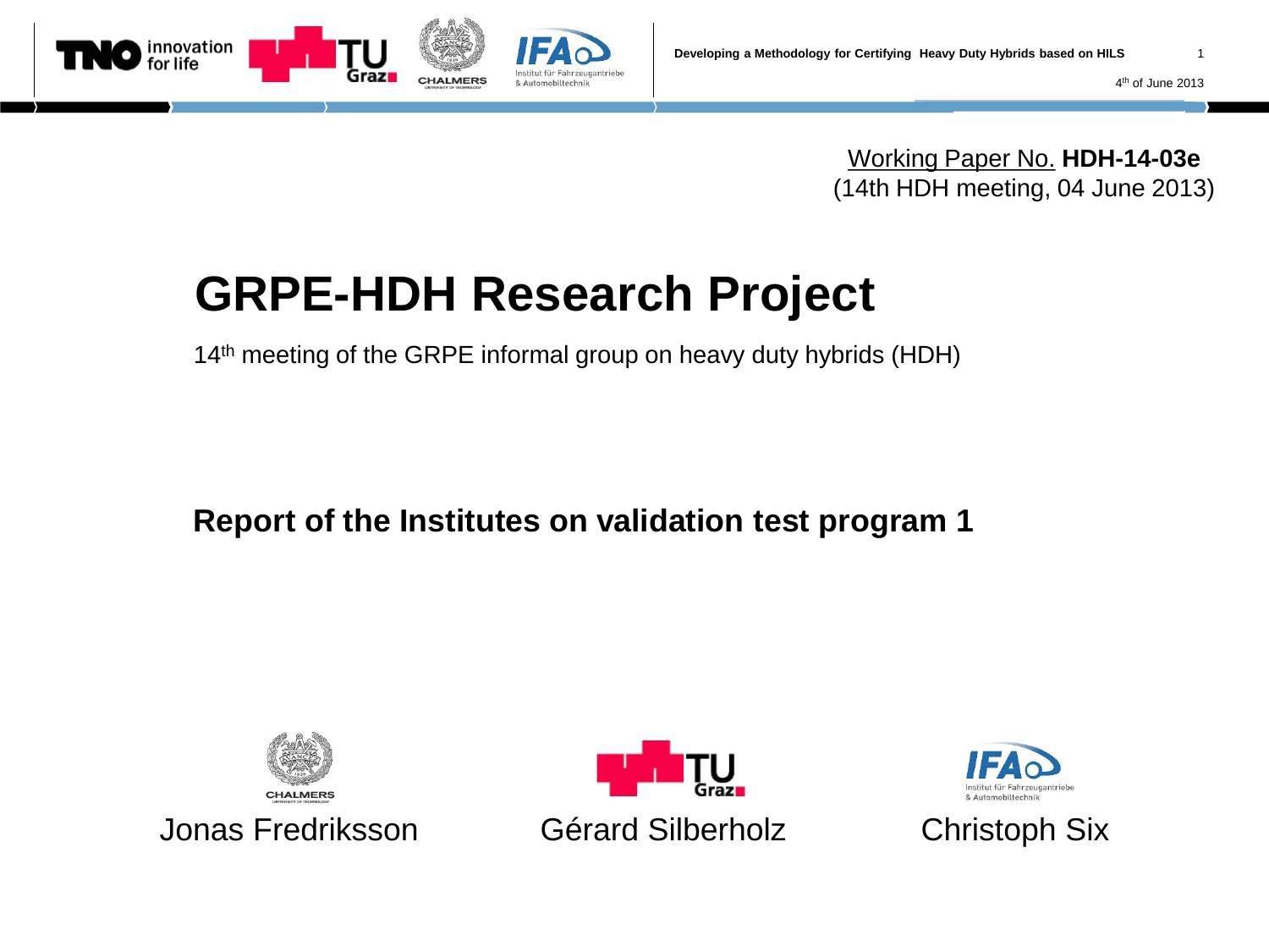Working Paper No. **HDH-14-03e**
(14th HDH meeting, 04 June 2013)

# GRPE-HDH Research Project

14th meeting of the GRPE informal group on heavy duty hybrids (HDH)

**Report of the Institutes on validation test program 1**

Jonas Fredriksson Gérard Silberholz Christoph Six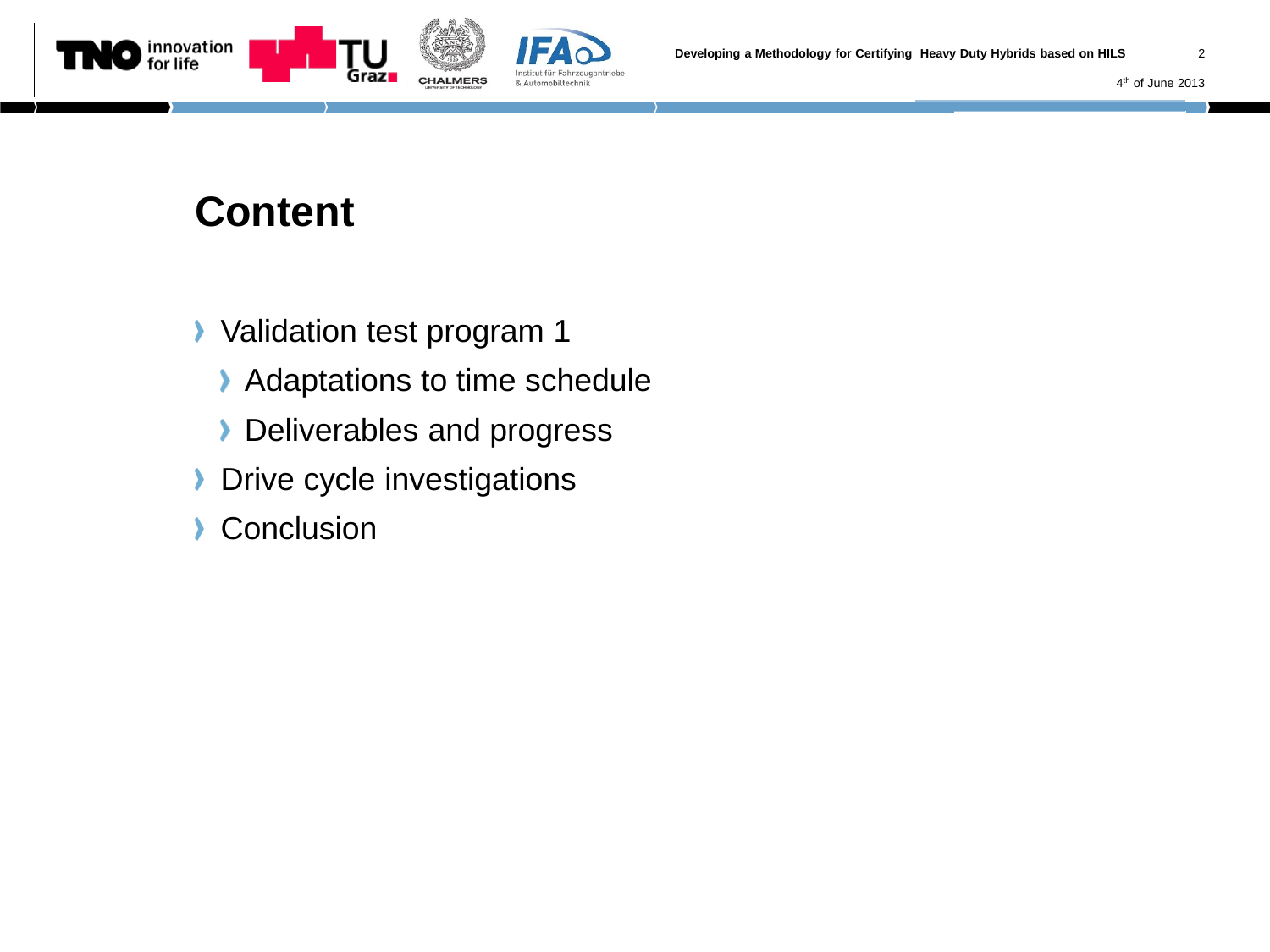# Content

- Validation test program 1
  - Adaptations to time schedule
  - Deliverables and progress
- Drive cycle investigations
- Conclusion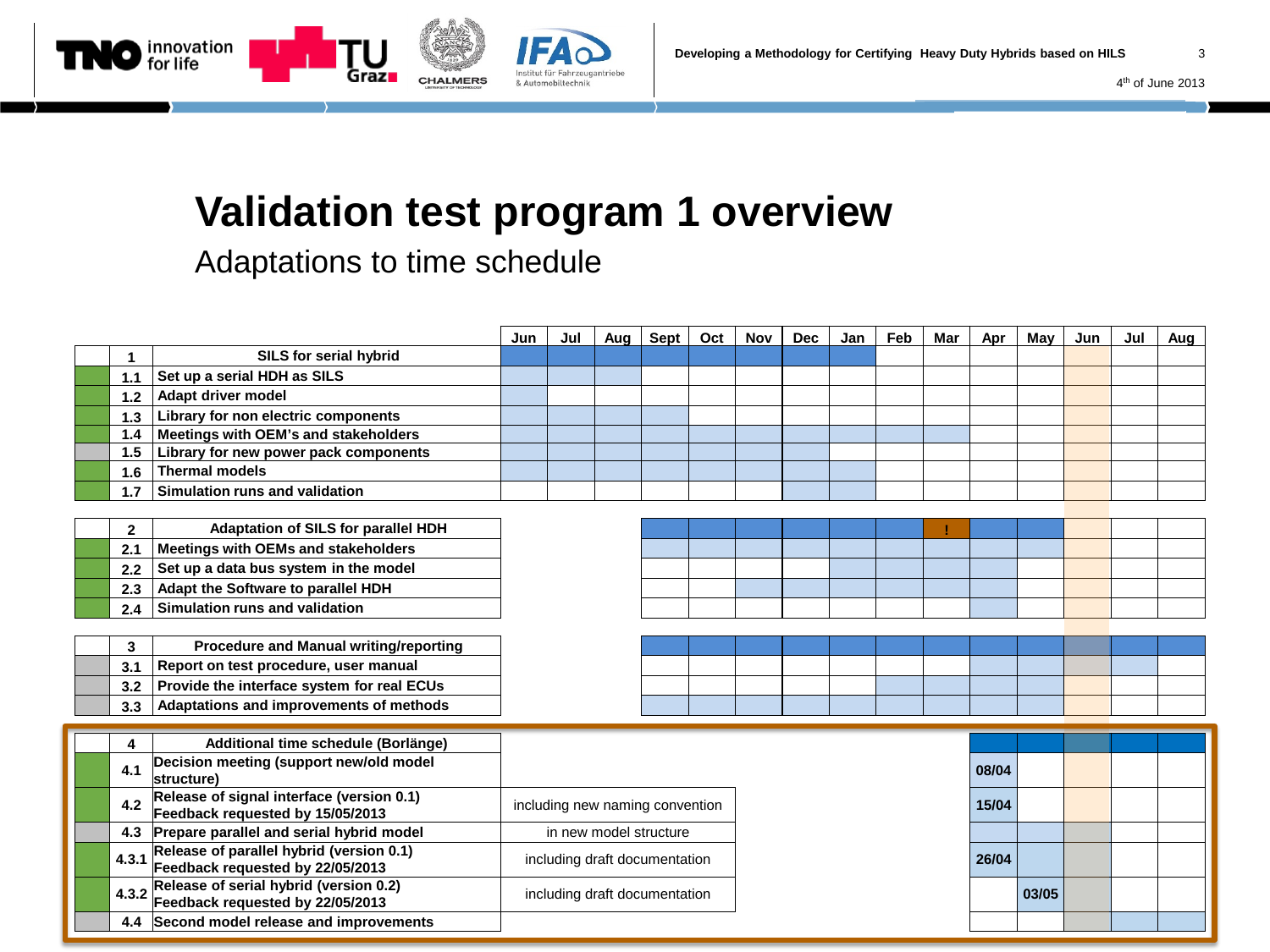# Validation test program 1 overview

## Adaptations to time schedule

| | Task | Jun | Jul | Aug | Sept | Oct | Nov | Dec | Jan | Feb | Mar | Apr | May | Jun | Jul | Aug |
|---|---|---|---|---|---|---|---|---|---|---|---|---|---|---|---|---|
| 1 | SILS for serial hybrid | | | | | | | | | | | | | | | |
| 1.1 | Set up a serial HDH as SILS | | | | | | | | | | | | | | | |
| 1.2 | Adapt driver model | | | | | | | | | | | | | | | |
| 1.3 | Library for non electric components | | | | | | | | | | | | | | | |
| 1.4 | Meetings with OEM's and stakeholders | | | | | | | | | | | | | | | |
| 1.5 | Library for new power pack components | | | | | | | | | | | | | | | |
| 1.6 | Thermal models | | | | | | | | | | | | | | | |
| 1.7 | Simulation runs and validation | | | | | | | | | | | | | | | |
| 2 | Adaptation of SILS for parallel HDH | | | | | | | | | | ! | | | | | |
| 2.1 | Meetings with OEMs and stakeholders | | | | | | | | | | | | | | | |
| 2.2 | Set up a data bus system in the model | | | | | | | | | | | | | | | |
| 2.3 | Adapt the Software to parallel HDH | | | | | | | | | | | | | | | |
| 2.4 | Simulation runs and validation | | | | | | | | | | | | | | | |
| 3 | Procedure and Manual writing/reporting | | | | | | | | | | | | | | | |
| 3.1 | Report on test procedure, user manual | | | | | | | | | | | | | | | |
| 3.2 | Provide the interface system for real ECUs | | | | | | | | | | | | | | | |
| 3.3 | Adaptations and improvements of methods | | | | | | | | | | | | | | | |
| 4 | Additional time schedule (Borlänge) | | | | | | | | | | | | | | | |
| 4.1 | Decision meeting (support new/old model structure) | | | | | | | | | | | 08/04 | | | | |
| 4.2 | Release of signal interface (version 0.1) Feedback requested by 15/05/2013 | including new naming convention | | | | | | | | | | 15/04 | | | | |
| 4.3 | Prepare parallel and serial hybrid model | in new model structure | | | | | | | | | | | | | | |
| 4.3.1 | Release of parallel hybrid (version 0.1) Feedback requested by 22/05/2013 | including draft documentation | | | | | | | | | | 26/04 | | | | |
| 4.3.2 | Release of serial hybrid (version 0.2) Feedback requested by 22/05/2013 | including draft documentation | | | | | | | | | | | 03/05 | | | |
| 4.4 | Second model release and improvements | | | | | | | | | | | | | | | |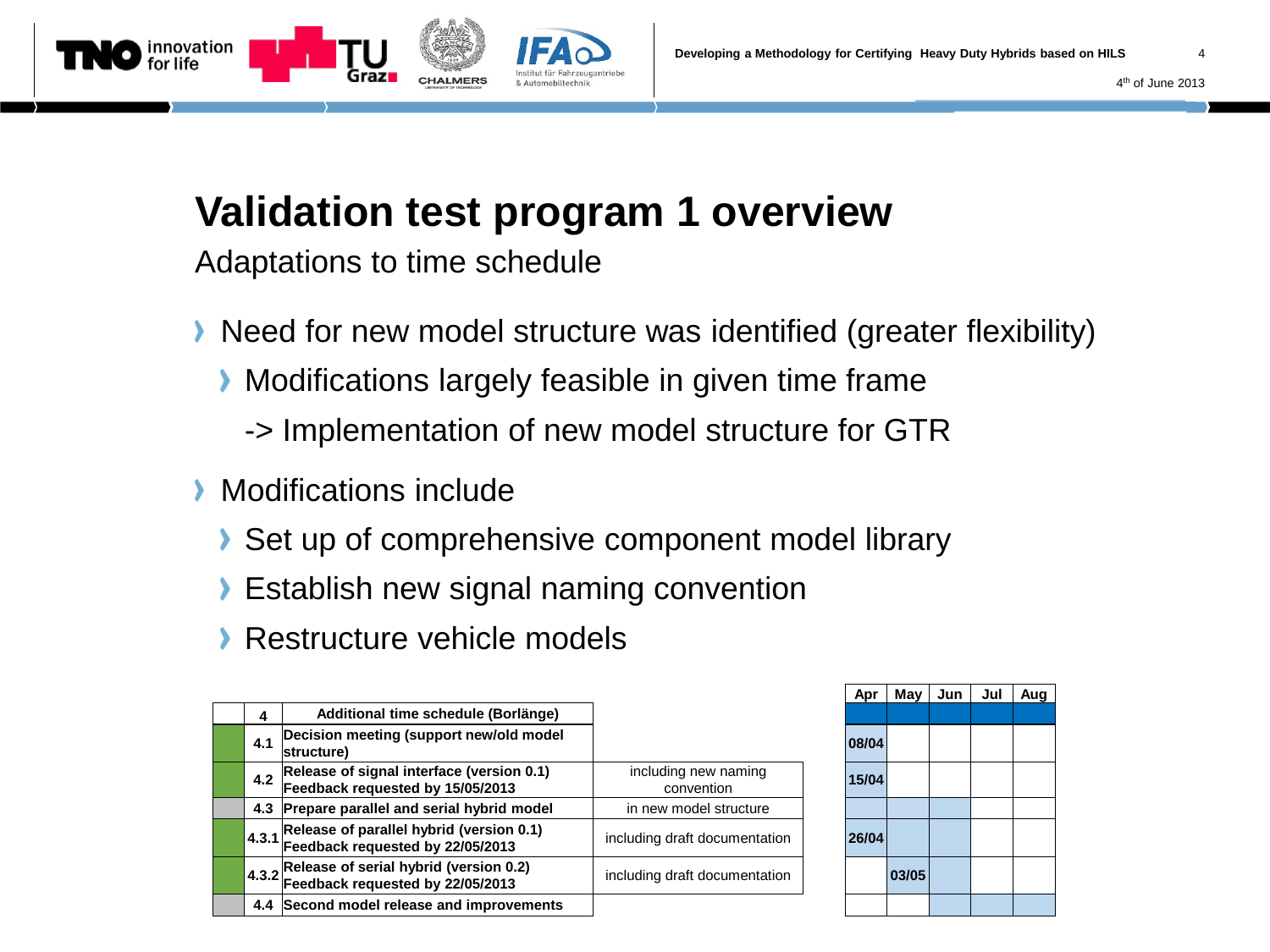# Validation test program 1 overview

## Adaptations to time schedule

- Need for new model structure was identified (greater flexibility)
  - Modifications largely feasible in given time frame
    -> Implementation of new model structure for GTR
- Modifications include
  - Set up of comprehensive component model library
  - Establish new signal naming convention
  - Restructure vehicle models

| 4 | Additional time schedule (Borlänge) | | Apr | May | Jun | Jul | Aug |
|---|---|---|---|---|---|---|---|
| 4.1 | Decision meeting (support new/old model structure) | | 08/04 | | | | |
| 4.2 | Release of signal interface (version 0.1) Feedback requested by 15/05/2013 | including new naming convention | 15/04 | | | | |
| 4.3 | Prepare parallel and serial hybrid model | in new model structure | | | | | |
| 4.3.1 | Release of parallel hybrid (version 0.1) Feedback requested by 22/05/2013 | including draft documentation | 26/04 | | | | |
| 4.3.2 | Release of serial hybrid (version 0.2) Feedback requested by 22/05/2013 | including draft documentation | | 03/05 | | | |
| 4.4 | Second model release and improvements | | | | | | |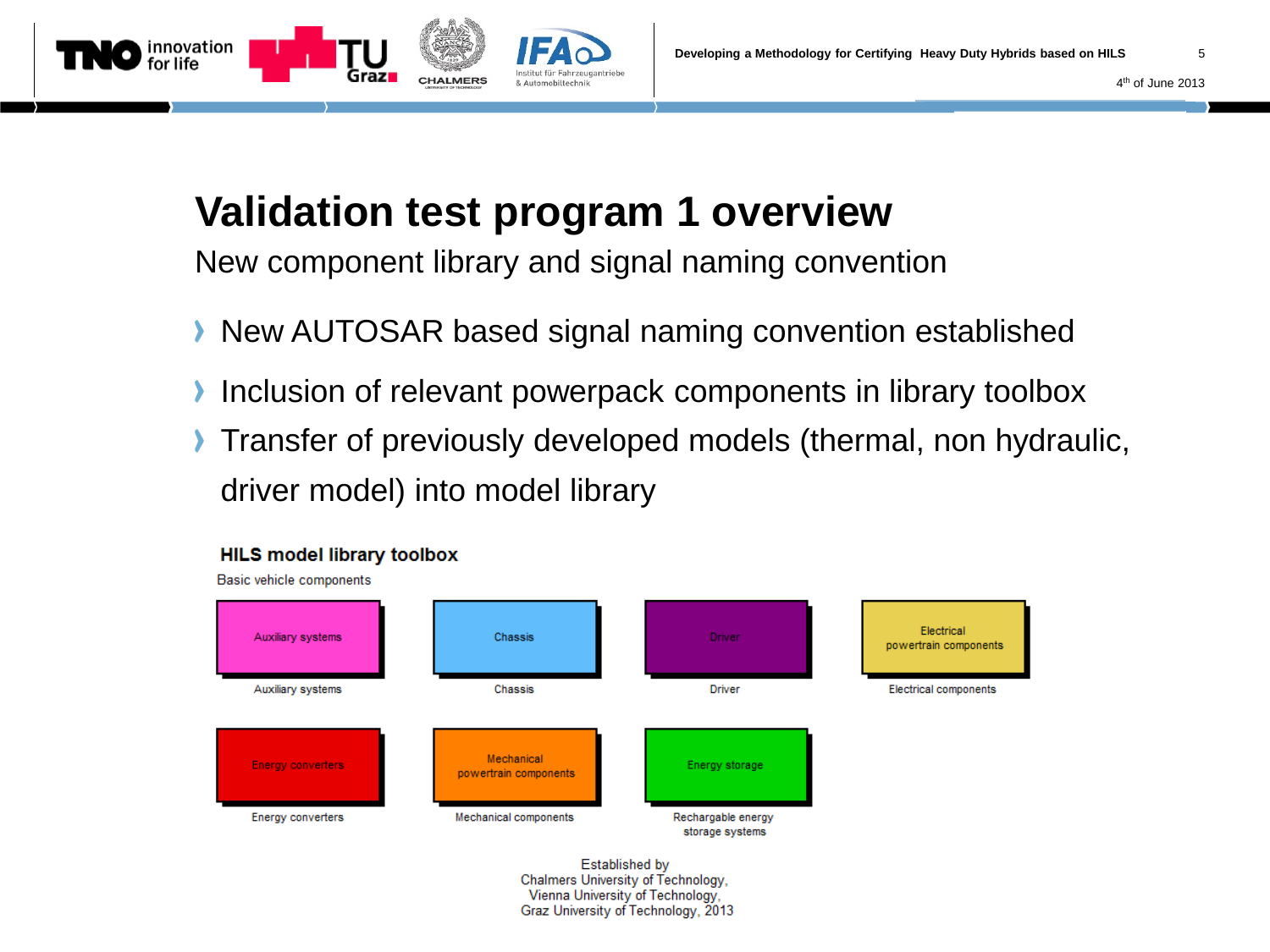# Validation test program 1 overview

New component library and signal naming convention

- New AUTOSAR based signal naming convention established
- Inclusion of relevant powerpack components in library toolbox
- Transfer of previously developed models (thermal, non hydraulic, driver model) into model library

**HILS model library toolbox**

Basic vehicle components

| Block | Label |
|---|---|
| Auxiliary systems | Auxiliary systems |
| Chassis | Chassis |
| Driver | Driver |
| Electrical powertrain components | Electrical components |
| Energy converters | Energy converters |
| Mechanical powertrain components | Mechanical components |
| Energy storage | Rechargable energy storage systems |

Established by
Chalmers University of Technology,
Vienna University of Technology,
Graz University of Technology, 2013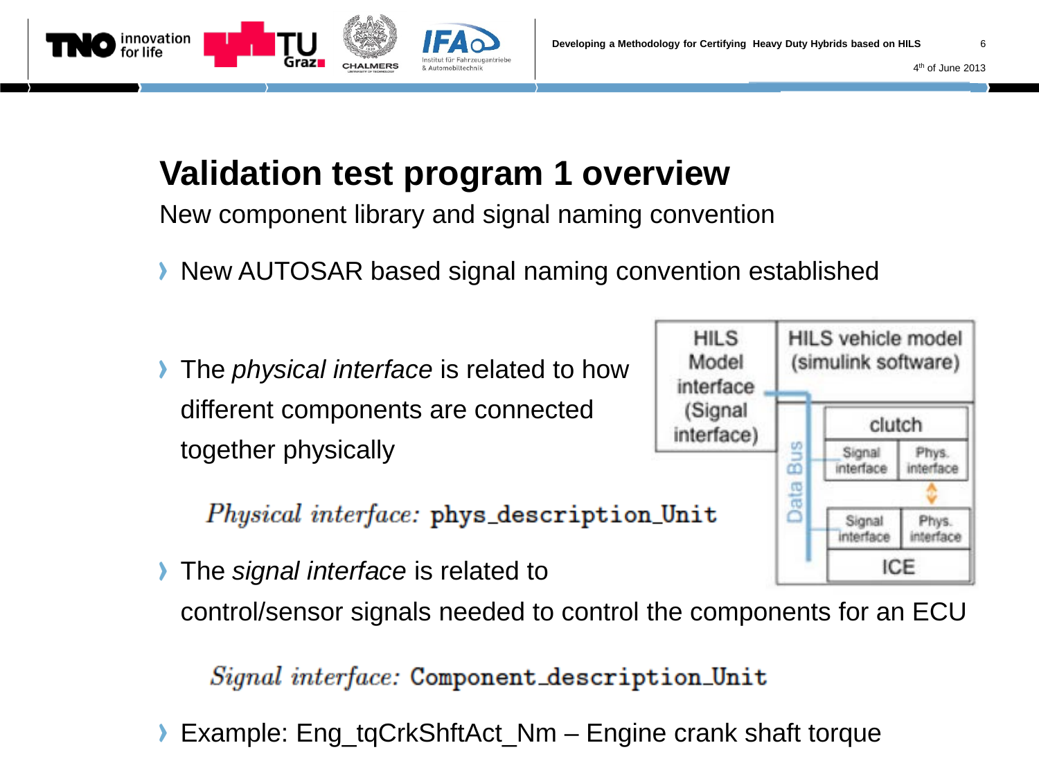# Validation test program 1 overview

New component library and signal naming convention

- New AUTOSAR based signal naming convention established

- The *physical interface* is related to how different components are connected together physically

  *Physical interface:* **phys_description_Unit**

- The *signal interface* is related to control/sensor signals needed to control the components for an ECU

  *Signal interface:* **Component_description_Unit**

- Example: Eng_tqCrkShftAct_Nm – Engine crank shaft torque

HILS Model interface (Signal interface) | HILS vehicle model (simulink software) | Data Bus | clutch | Signal interface | Phys. interface | Signal interface | Phys. interface | ICE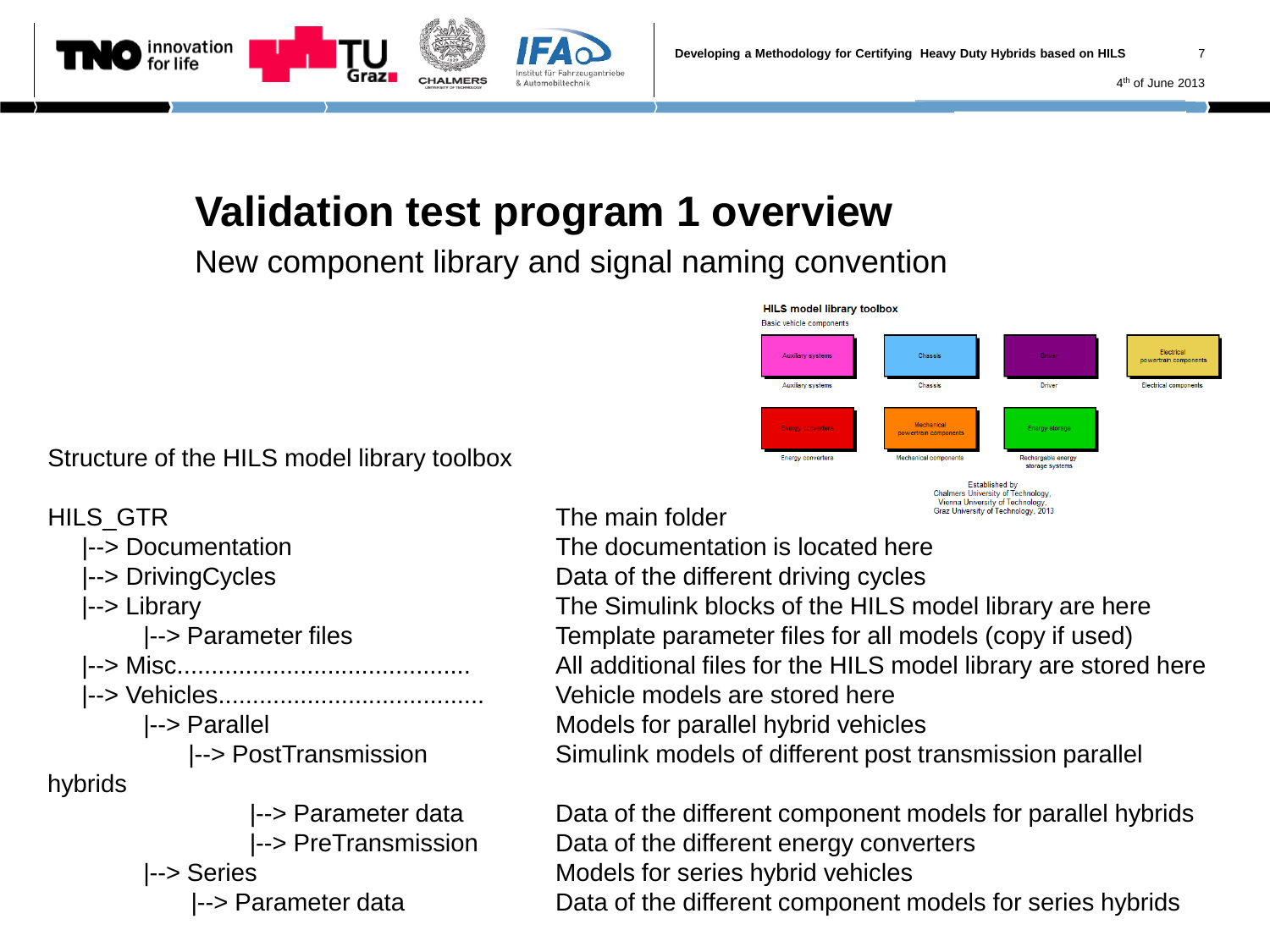# Validation test program 1 overview

## New component library and signal naming convention

HILS model library toolbox

Basic vehicle components

| Auxiliary systems | Chassis | Driver | Electrical powertrain components |
| --- | --- | --- | --- |
| Auxiliary systems | Chassis | Driver | Electrical components |

| Energy converters | Mechanical powertrain components | Energy storage |
| --- | --- | --- |
| Energy converters | Mechanical components | Rechargable energy storage systems |

Established by
Chalmers University of Technology,
Vienna University of Technology,
Graz University of Technology, 2013

Structure of the HILS model library toolbox

```
HILS_GTR                                          The main folder
    |--> Documentation                            The documentation is located here
    |--> DrivingCycles                            Data of the different driving cycles
    |--> Library                                  The Simulink blocks of the HILS model library are here
           |--> Parameter files                   Template parameter files for all models (copy if used)
    |--> Misc..........................................   All additional files for the HILS model library are stored here
    |--> Vehicles......................................   Vehicle models are stored here
           |--> Parallel                          Models for parallel hybrid vehicles
                 |--> PostTransmission            Simulink models of different post transmission parallel
hybrids
                        |--> Parameter data       Data of the different component models for parallel hybrids
                        |--> PreTransmission      Data of the different energy converters
           |--> Series                            Models for series hybrid vehicles
                 |--> Parameter data              Data of the different component models for series hybrids
```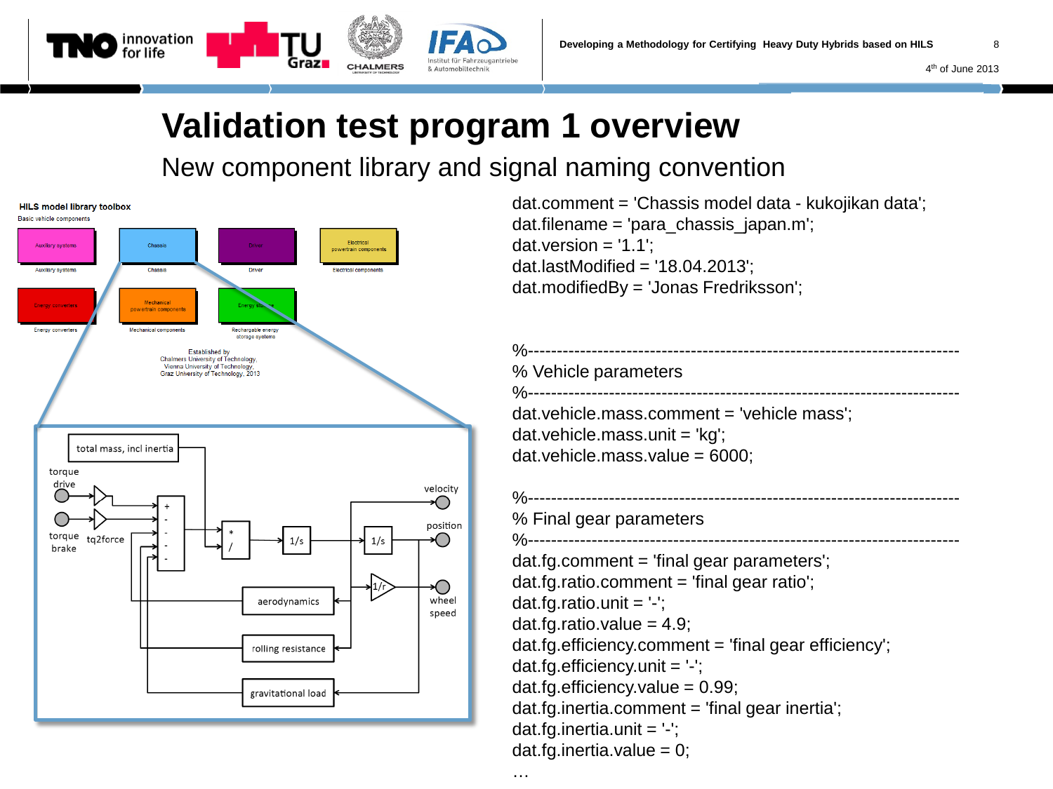# Validation test program 1 overview

## New component library and signal naming convention

HILS model library toolbox

Basic vehicle components

Auxiliary systems | Chassis | Driver | Electrical powertrain components

Energy converters | Mechanical powertrain components | Rechargable energy storage systems

Established by Chalmers University of Technology, Vienna University of Technology, Graz University of Technology, 2013

total mass, incl inertia; torque drive; torque brake; tq2force; velocity; position; wheel speed; aerodynamics; rolling resistance; gravitational load

```
dat.comment = 'Chassis model data - kukojikan data';
dat.filename = 'para_chassis_japan.m';
dat.version = '1.1';
dat.lastModified = '18.04.2013';
dat.modifiedBy = 'Jonas Fredriksson';

%-------------------------------------------------------------------------
% Vehicle parameters
%-------------------------------------------------------------------------
dat.vehicle.mass.comment = 'vehicle mass';
dat.vehicle.mass.unit = 'kg';
dat.vehicle.mass.value = 6000;

%-------------------------------------------------------------------------
% Final gear parameters
%-------------------------------------------------------------------------
dat.fg.comment = 'final gear parameters';
dat.fg.ratio.comment = 'final gear ratio';
dat.fg.ratio.unit = '-';
dat.fg.ratio.value = 4.9;
dat.fg.efficiency.comment = 'final gear efficiency';
dat.fg.efficiency.unit = '-';
dat.fg.efficiency.value = 0.99;
dat.fg.inertia.comment = 'final gear inertia';
dat.fg.inertia.unit = '-';
dat.fg.inertia.value = 0;
…
```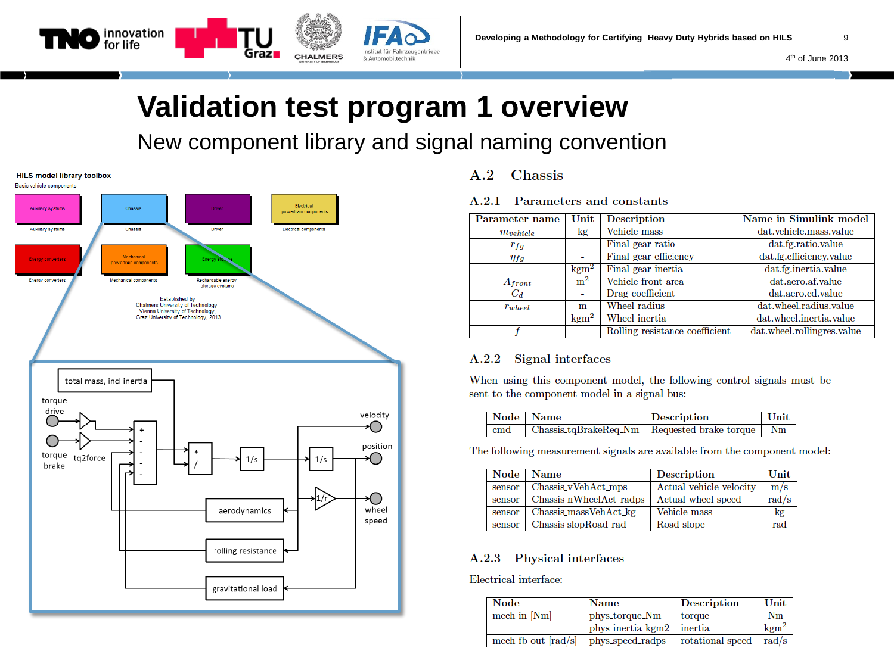# Validation test program 1 overview

## New component library and signal naming convention

HILS model library toolbox

Basic vehicle components

Auxiliary systems | Chassis | Driver | Electrical powertrain components

Energy converters | Mechanical powertrain components | Rechargable energy storage systems

Established by
Chalmers University of Technology,
Vienna University of Technology,
Graz University of Technology, 2013

total mass, incl inertia; torque drive; torque brake; tq2force; velocity; position; wheel speed; aerodynamics; rolling resistance; gravitational load; 1/s; 1/s; 1/r

## A.2 Chassis

### A.2.1 Parameters and constants

| Parameter name | Unit | Description | Name in Simulink model |
|---|---|---|---|
| $m_{vehicle}$ | kg | Vehicle mass | dat.vehicle.mass.value |
| $r_{fg}$ | - | Final gear ratio | dat.fg.ratio.value |
| $\eta_{fg}$ | - | Final gear efficiency | dat.fg.efficiency.value |
| | $kgm^2$ | Final gear inertia | dat.fg.inertia.value |
| $A_{front}$ | $m^2$ | Vehicle front area | dat.aero.af.value |
| $C_d$ | - | Drag coefficient | dat.aero.cd.value |
| $r_{wheel}$ | m | Wheel radius | dat.wheel.radius.value |
| | $kgm^2$ | Wheel inertia | dat.wheel.inertia.value |
| $f$ | - | Rolling resistance coefficient | dat.wheel.rollingres.value |

### A.2.2 Signal interfaces

When using this component model, the following control signals must be sent to the component model in a signal bus:

| Node | Name | Description | Unit |
|---|---|---|---|
| cmd | Chassis_tqBrakeReq_Nm | Requested brake torque | Nm |

The following measurement signals are available from the component model:

| Node | Name | Description | Unit |
|---|---|---|---|
| sensor | Chassis_vVehAct_mps | Actual vehicle velocity | m/s |
| sensor | Chassis_nWheelAct_radps | Actual wheel speed | rad/s |
| sensor | Chassis_massVehAct_kg | Vehicle mass | kg |
| sensor | Chassis_slopRoad_rad | Road slope | rad |

### A.2.3 Physical interfaces

Electrical interface:

| Node | Name | Description | Unit |
|---|---|---|---|
| mech in [Nm] | phys_torque_Nm | torque | Nm |
| | phys_inertia_kgm2 | inertia | $kgm^2$ |
| mech fb out [rad/s] | phys_speed_radps | rotational speed | rad/s |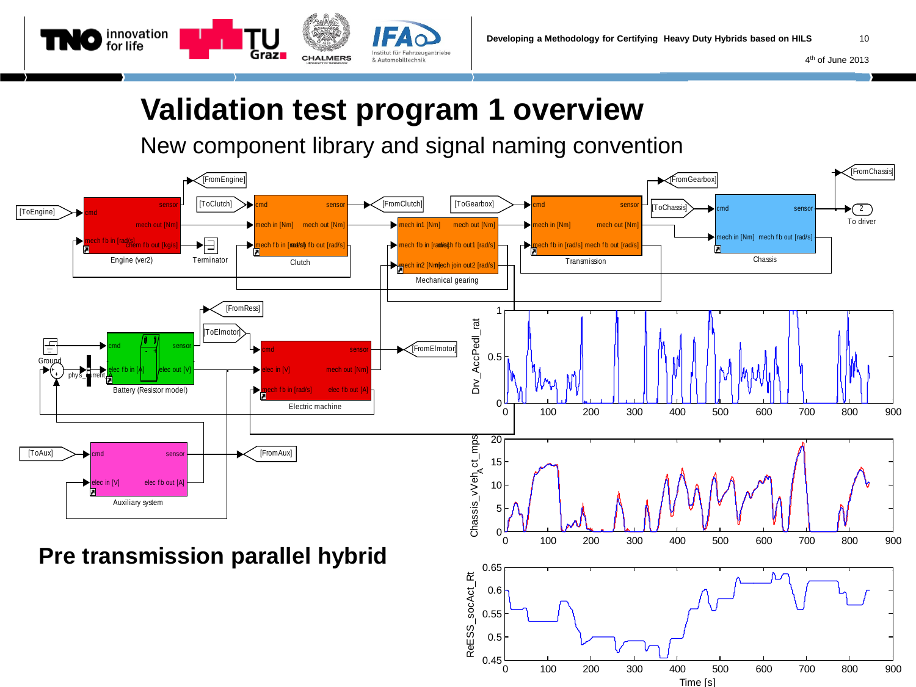# Validation test program 1 overview

New component library and signal naming convention

**Pre transmission parallel hybrid**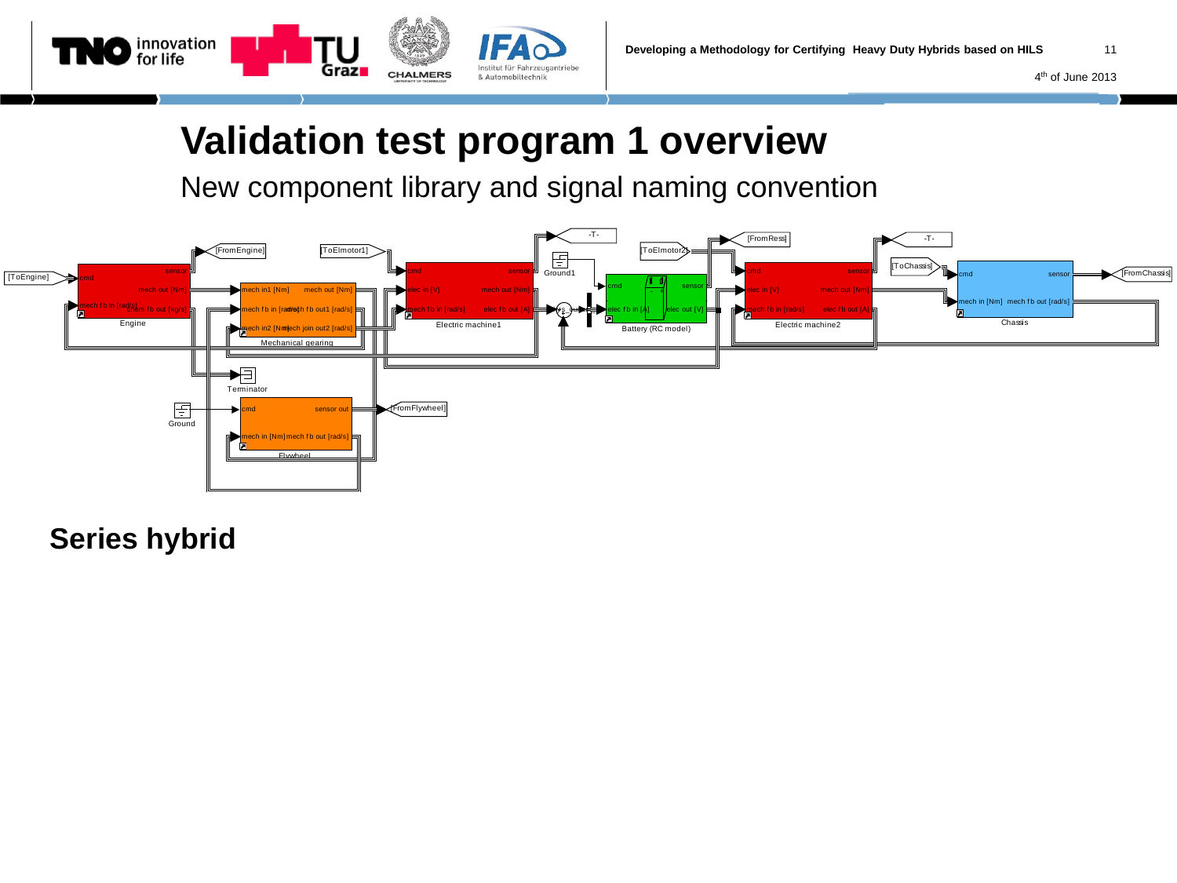# Validation test program 1 overview

New component library and signal naming convention

**Series hybrid**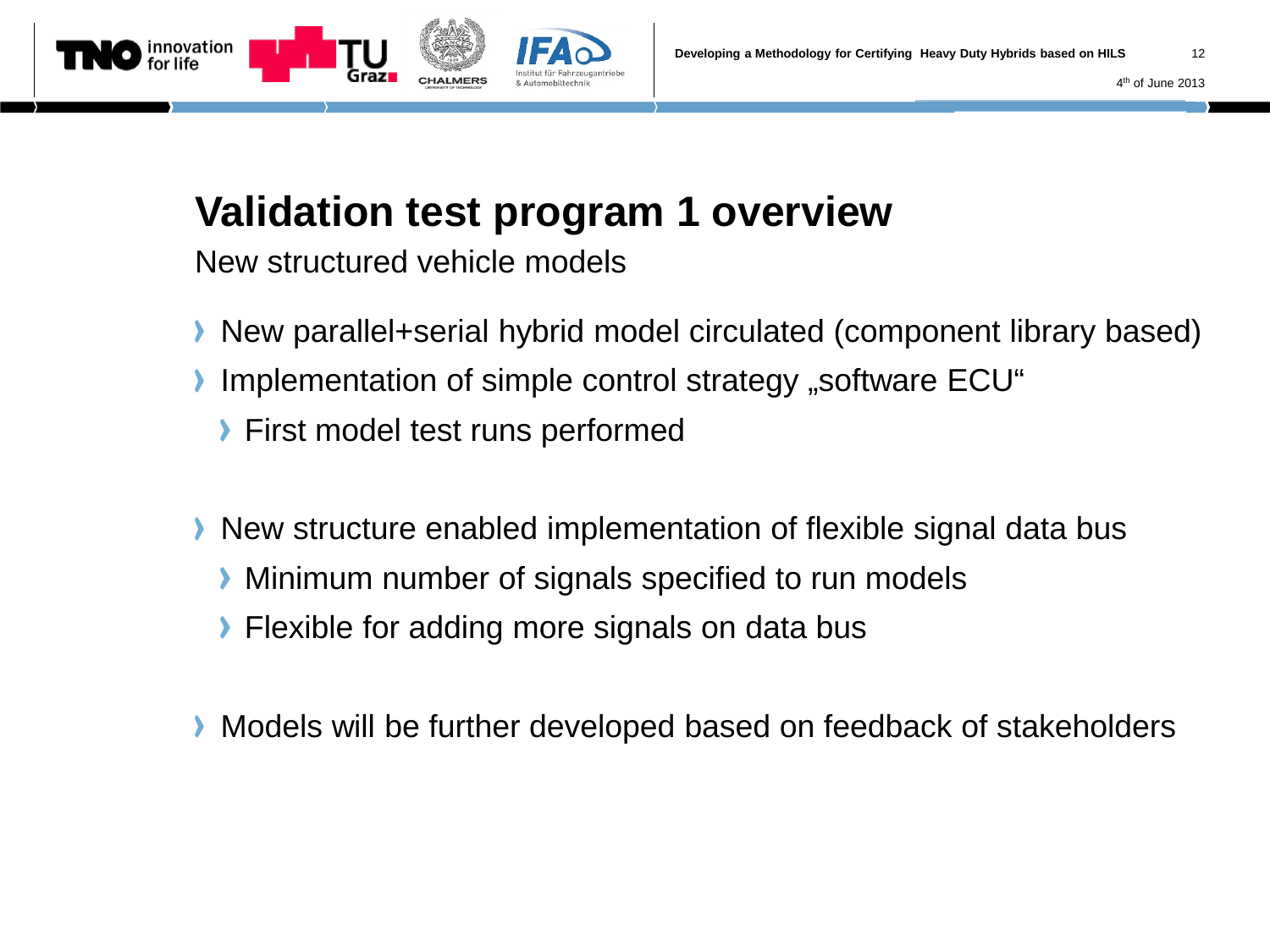# Validation test program 1 overview

New structured vehicle models

- New parallel+serial hybrid model circulated (component library based)
- Implementation of simple control strategy „software ECU“
  - First model test runs performed

- New structure enabled implementation of flexible signal data bus
  - Minimum number of signals specified to run models
  - Flexible for adding more signals on data bus

- Models will be further developed based on feedback of stakeholders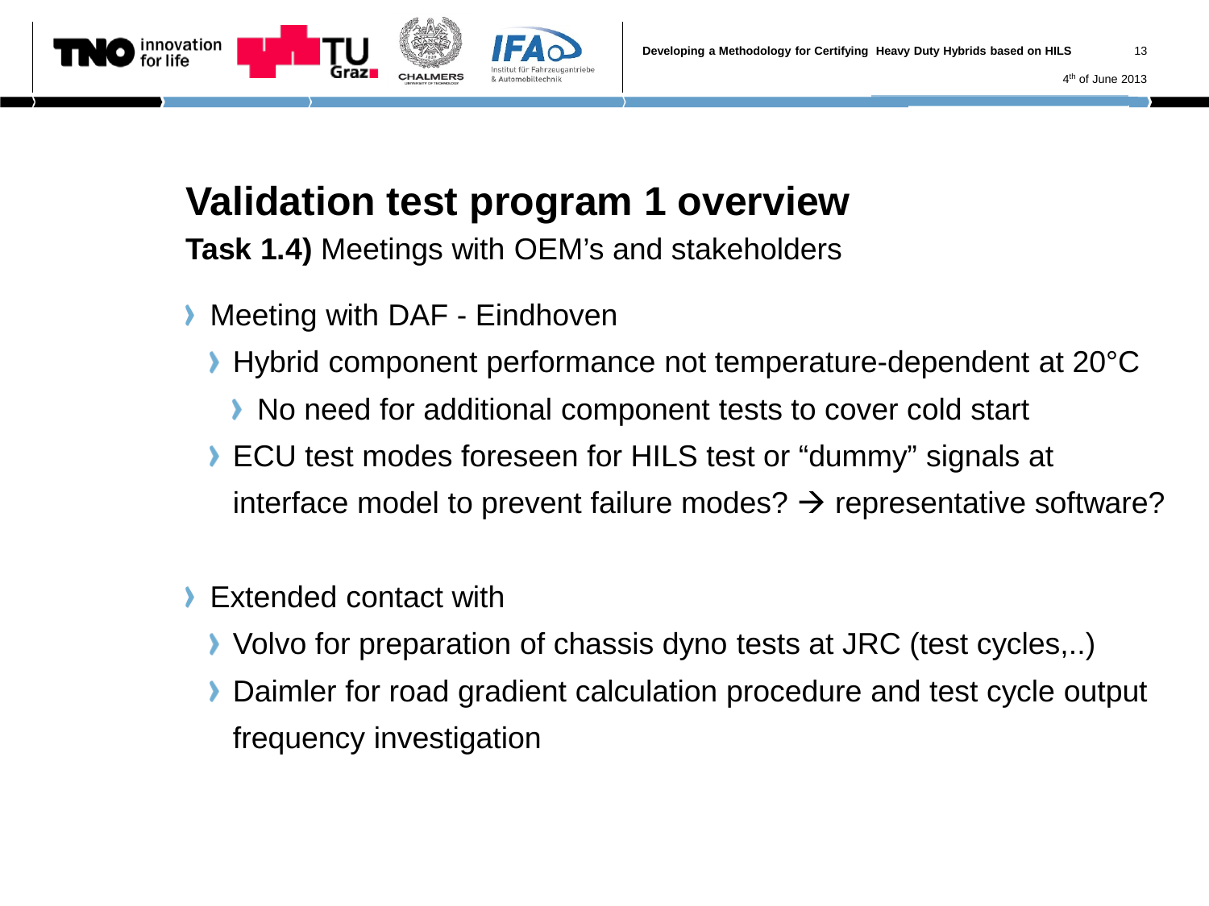# Validation test program 1 overview

**Task 1.4)** Meetings with OEM's and stakeholders

- Meeting with DAF - Eindhoven
  - Hybrid component performance not temperature-dependent at 20°C
    - No need for additional component tests to cover cold start
  - ECU test modes foreseen for HILS test or "dummy" signals at interface model to prevent failure modes? → representative software?

- Extended contact with
  - Volvo for preparation of chassis dyno tests at JRC (test cycles,..)
  - Daimler for road gradient calculation procedure and test cycle output frequency investigation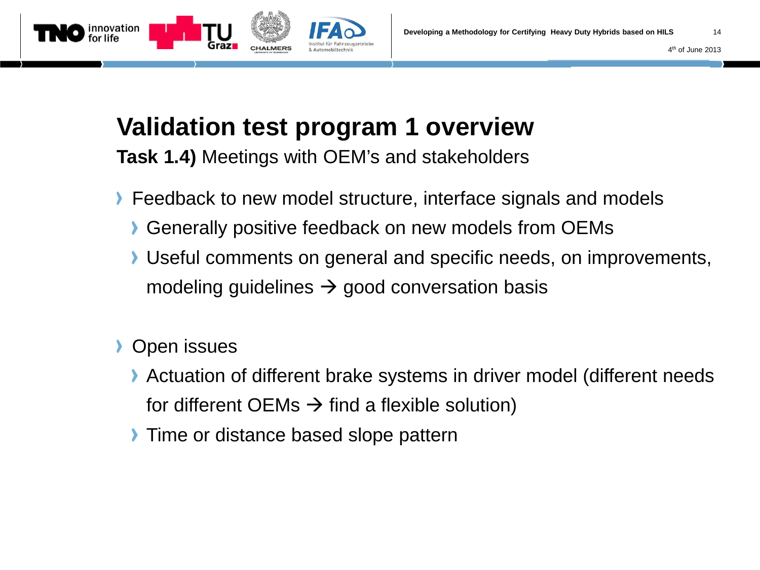# Validation test program 1 overview

**Task 1.4)** Meetings with OEM's and stakeholders

- Feedback to new model structure, interface signals and models
  - Generally positive feedback on new models from OEMs
  - Useful comments on general and specific needs, on improvements, modeling guidelines → good conversation basis

- Open issues
  - Actuation of different brake systems in driver model (different needs for different OEMs → find a flexible solution)
  - Time or distance based slope pattern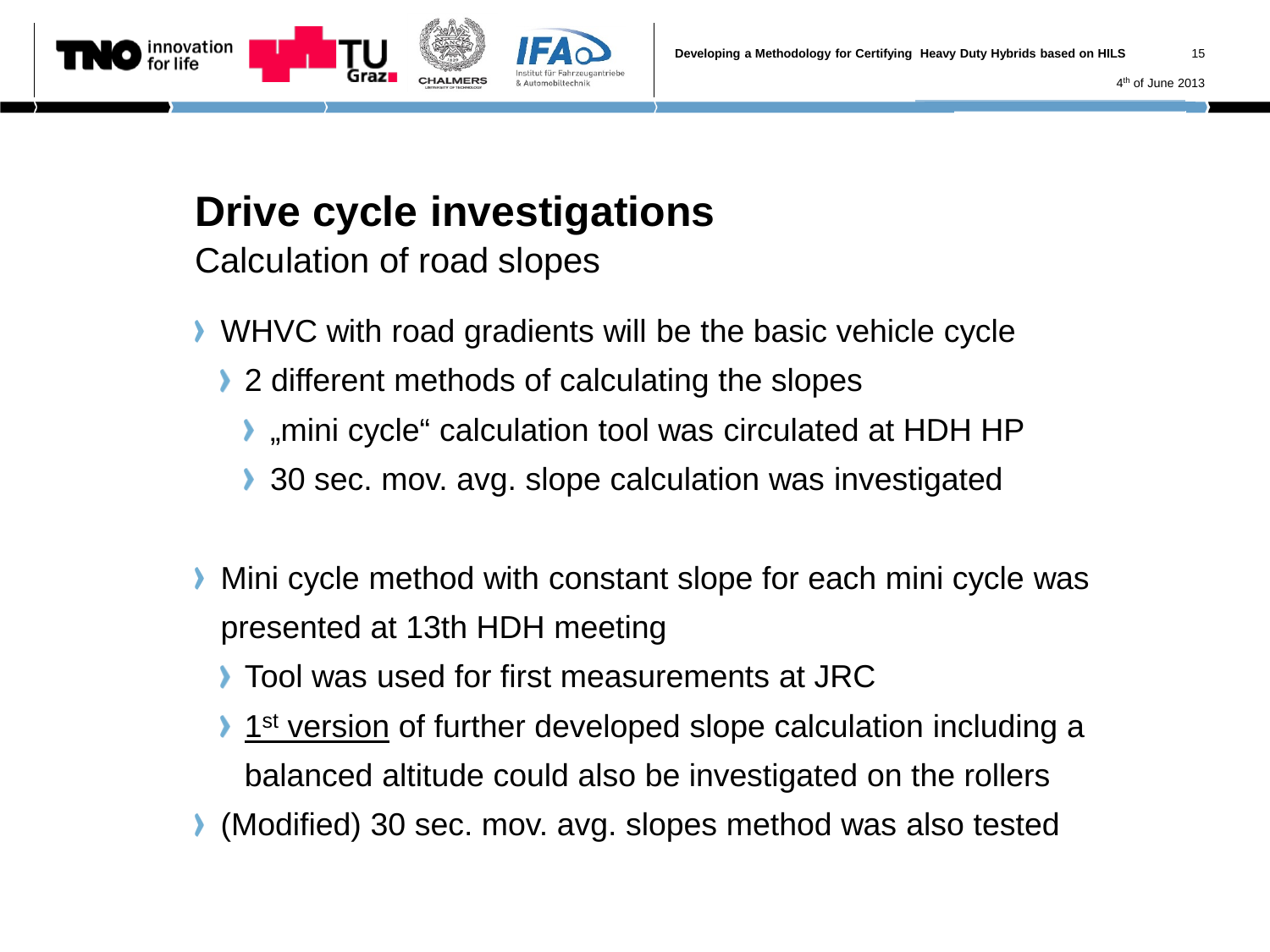# Drive cycle investigations

## Calculation of road slopes

- WHVC with road gradients will be the basic vehicle cycle
  - 2 different methods of calculating the slopes
    - „mini cycle“ calculation tool was circulated at HDH HP
    - 30 sec. mov. avg. slope calculation was investigated

- Mini cycle method with constant slope for each mini cycle was presented at 13th HDH meeting
  - Tool was used for first measurements at JRC
  - 1st version of further developed slope calculation including a balanced altitude could also be investigated on the rollers
- (Modified) 30 sec. mov. avg. slopes method was also tested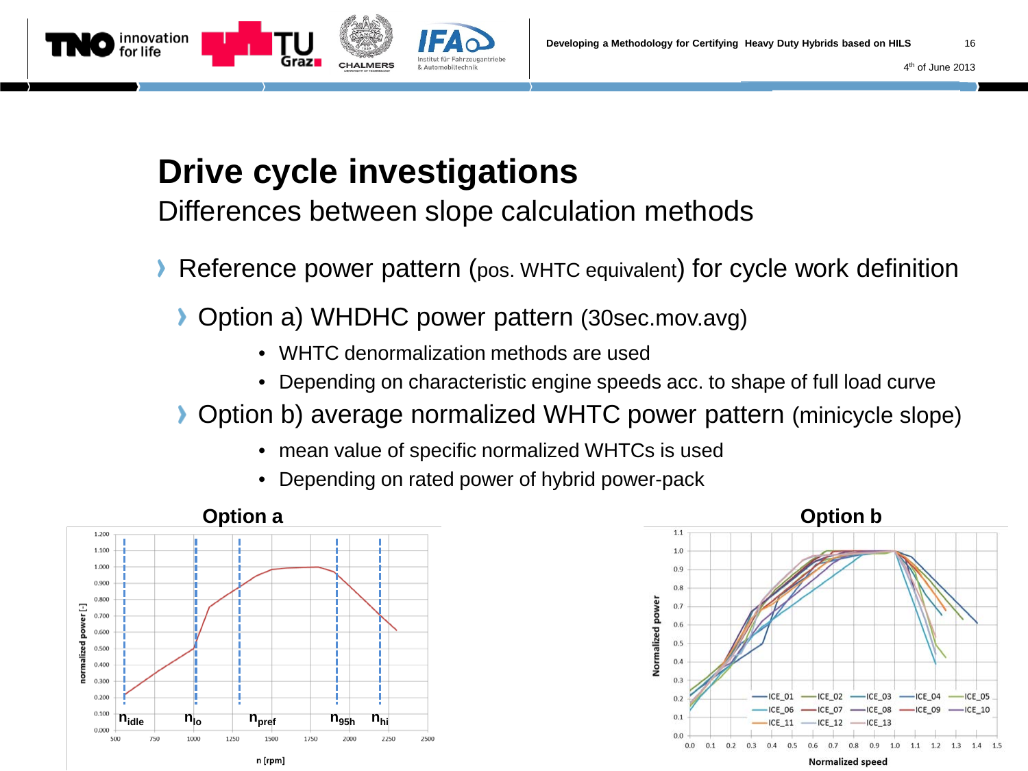# Drive cycle investigations

## Differences between slope calculation methods

- Reference power pattern (pos. WHTC equivalent) for cycle work definition
  - Option a) WHDHC power pattern (30sec.mov.avg)
    - WHTC denormalization methods are used
    - Depending on characteristic engine speeds acc. to shape of full load curve
  - Option b) average normalized WHTC power pattern (minicycle slope)
    - mean value of specific normalized WHTCs is used
    - Depending on rated power of hybrid power-pack

**Option a**

**Option b**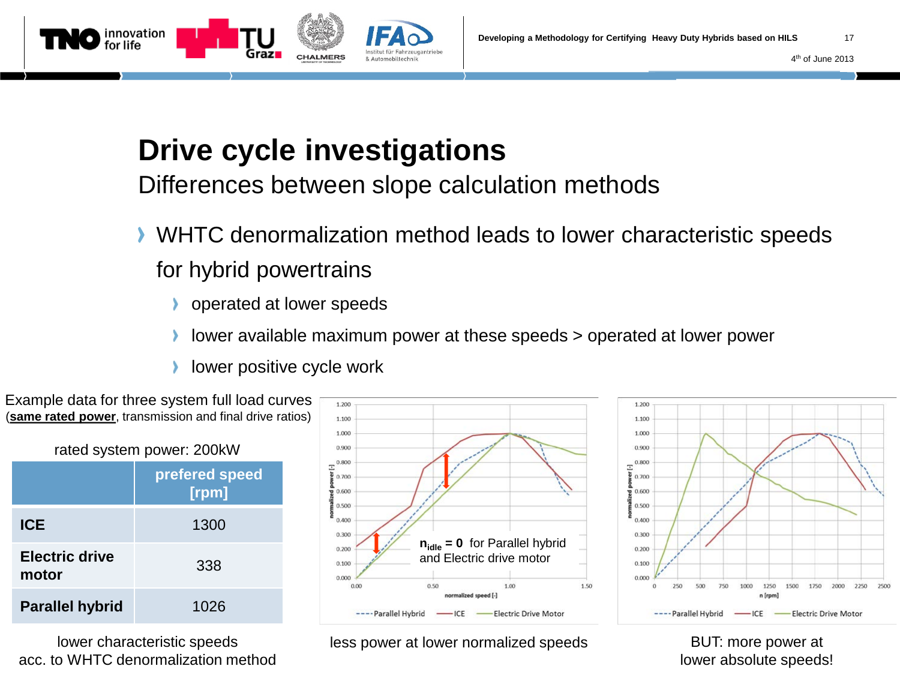# Drive cycle investigations

## Differences between slope calculation methods

- WHTC denormalization method leads to lower characteristic speeds for hybrid powertrains
  - operated at lower speeds
  - lower available maximum power at these speeds > operated at lower power
  - lower positive cycle work

Example data for three system full load curves
(**same rated power**, transmission and final drive ratios)

rated system power: 200kW

| | prefered speed [rpm] |
|---|---|
| **ICE** | 1300 |
| **Electric drive motor** | 338 |
| **Parallel hybrid** | 1026 |

lower characteristic speeds acc. to WHTC denormalization method

$n_{idle}$ = 0 for Parallel hybrid and Electric drive motor

less power at lower normalized speeds

BUT: more power at lower absolute speeds!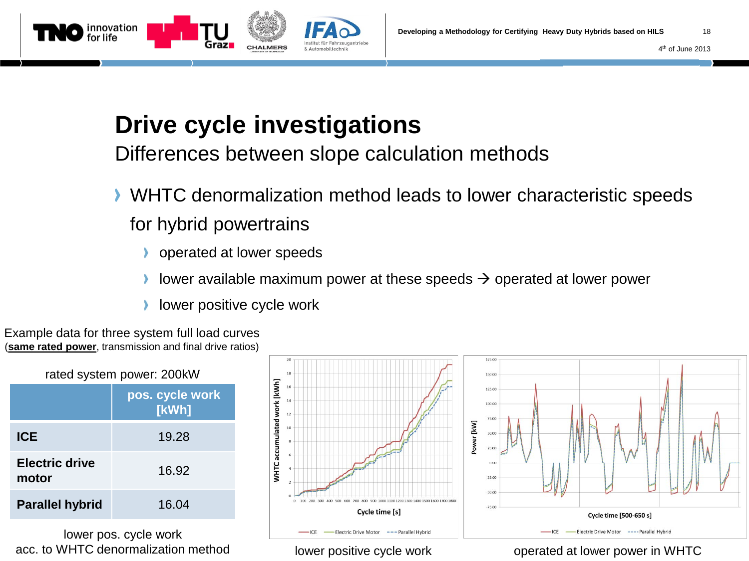# Drive cycle investigations

## Differences between slope calculation methods

- WHTC denormalization method leads to lower characteristic speeds for hybrid powertrains
  - operated at lower speeds
  - lower available maximum power at these speeds → operated at lower power
  - lower positive cycle work

Example data for three system full load curves
(**same rated power**, transmission and final drive ratios)

rated system power: 200kW

| | pos. cycle work [kWh] |
|---|---|
| **ICE** | 19.28 |
| **Electric drive motor** | 16.92 |
| **Parallel hybrid** | 16.04 |

lower pos. cycle work acc. to WHTC denormalization method

lower positive cycle work

operated at lower power in WHTC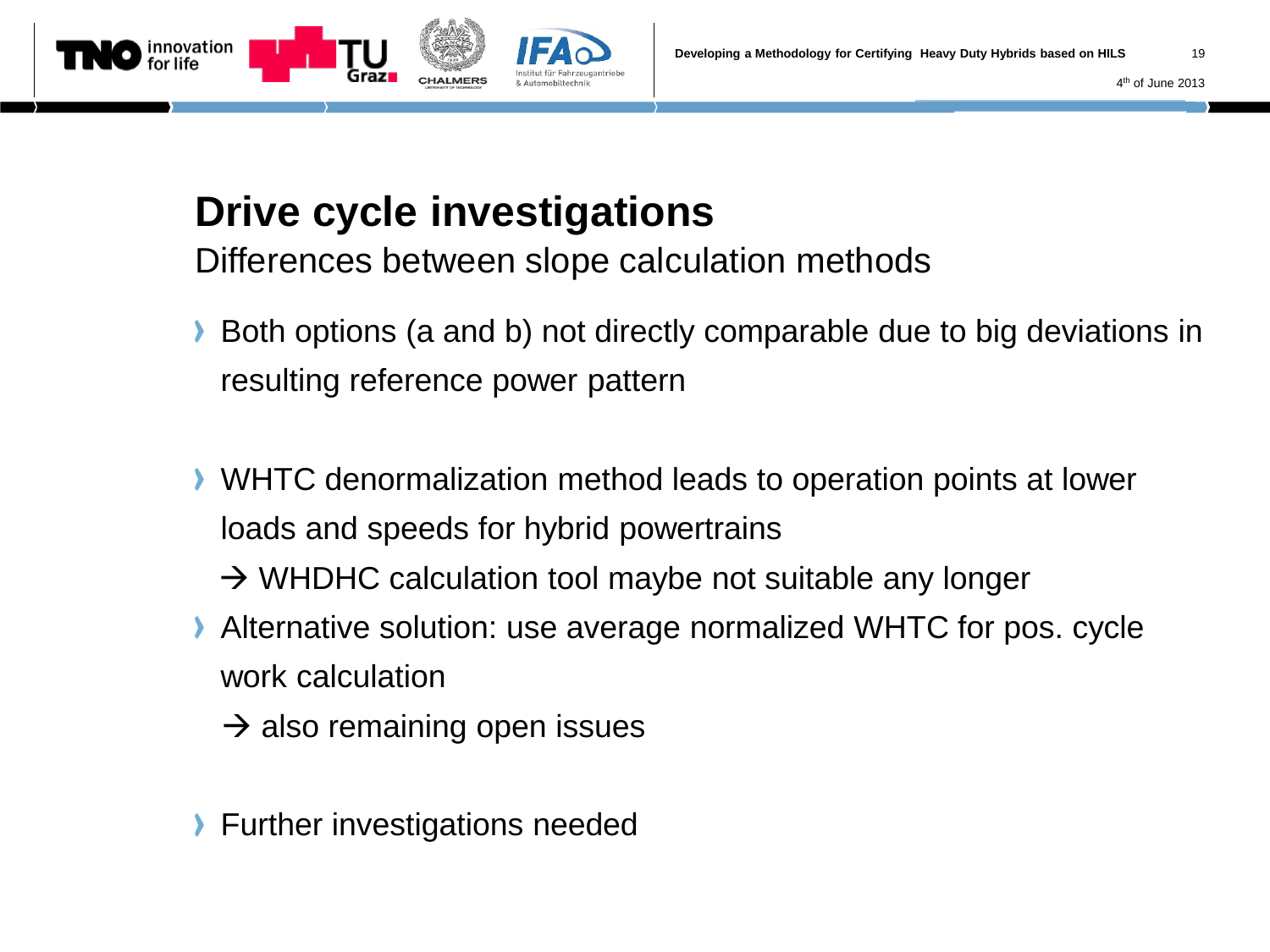# Drive cycle investigations

## Differences between slope calculation methods

- Both options (a and b) not directly comparable due to big deviations in resulting reference power pattern

- WHTC denormalization method leads to operation points at lower loads and speeds for hybrid powertrains
  → WHDHC calculation tool maybe not suitable any longer
- Alternative solution: use average normalized WHTC for pos. cycle work calculation
  → also remaining open issues

- Further investigations needed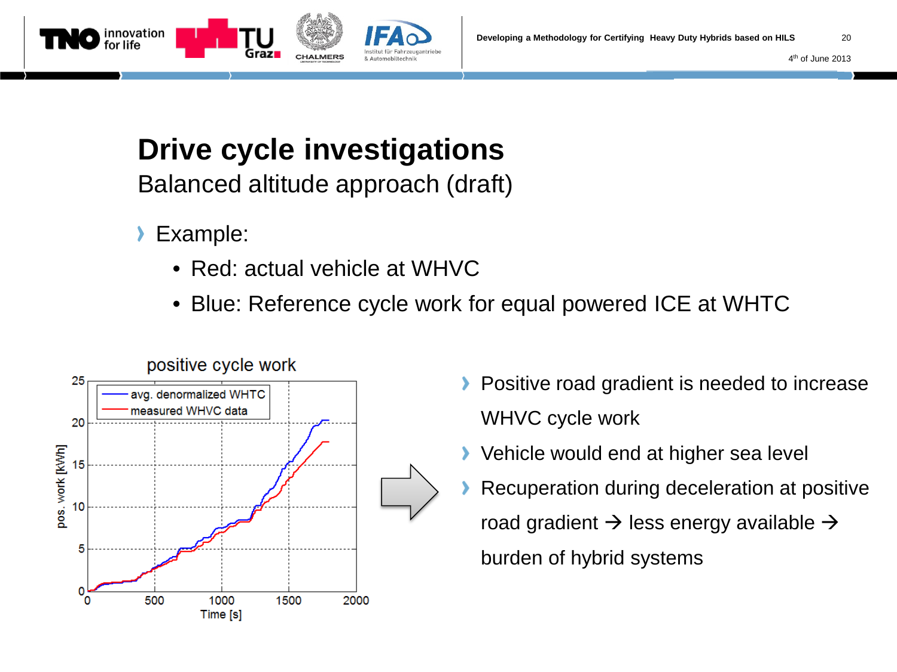# Drive cycle investigations

## Balanced altitude approach (draft)

- Example:
  - Red: actual vehicle at WHVC
  - Blue: Reference cycle work for equal powered ICE at WHTC

positive cycle work

- Positive road gradient is needed to increase WHVC cycle work
- Vehicle would end at higher sea level
- Recuperation during deceleration at positive road gradient → less energy available → burden of hybrid systems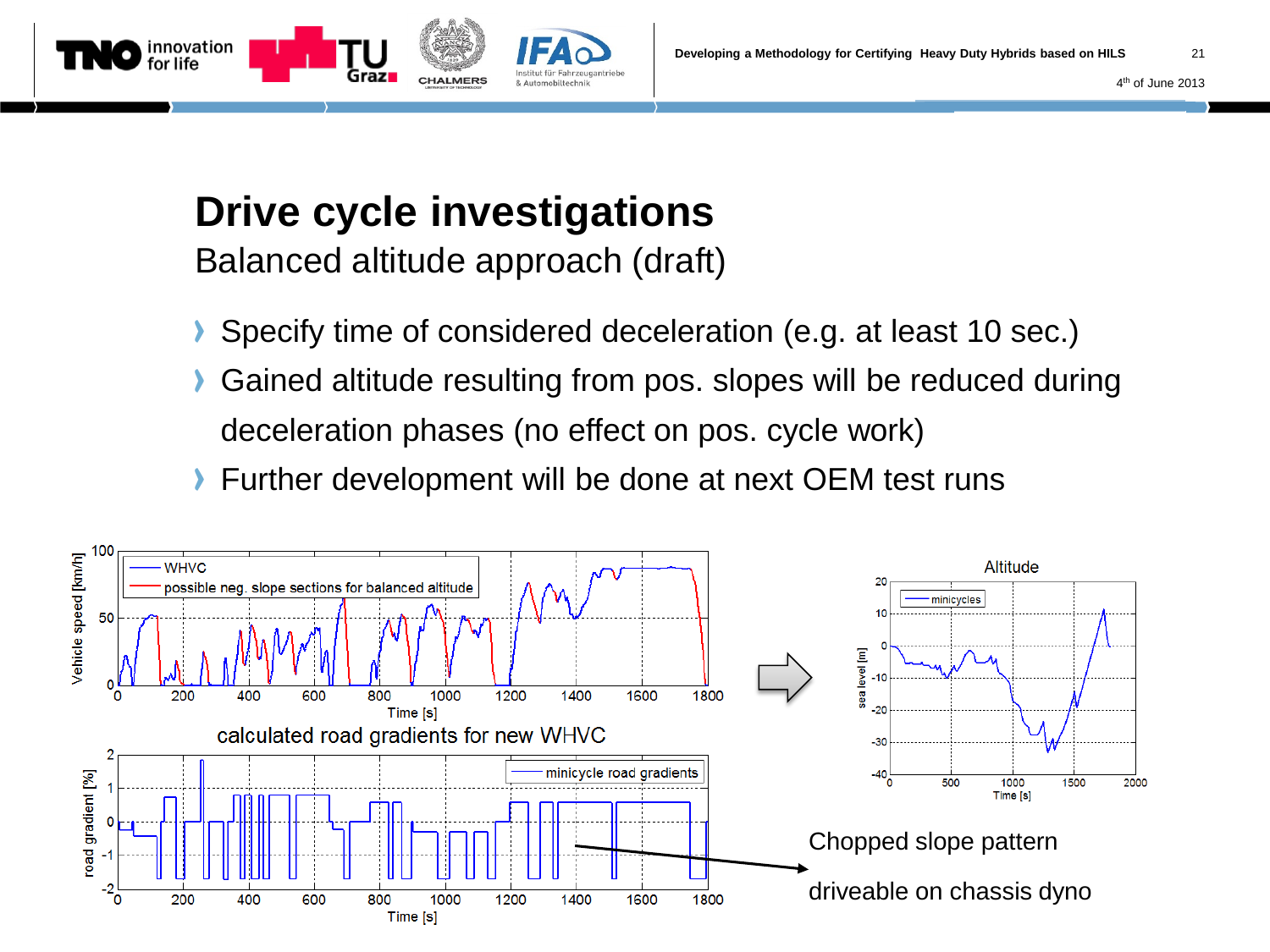# Drive cycle investigations

## Balanced altitude approach (draft)

- Specify time of considered deceleration (e.g. at least 10 sec.)
- Gained altitude resulting from pos. slopes will be reduced during deceleration phases (no effect on pos. cycle work)
- Further development will be done at next OEM test runs

calculated road gradients for new WHVC

Chopped slope pattern

driveable on chassis dyno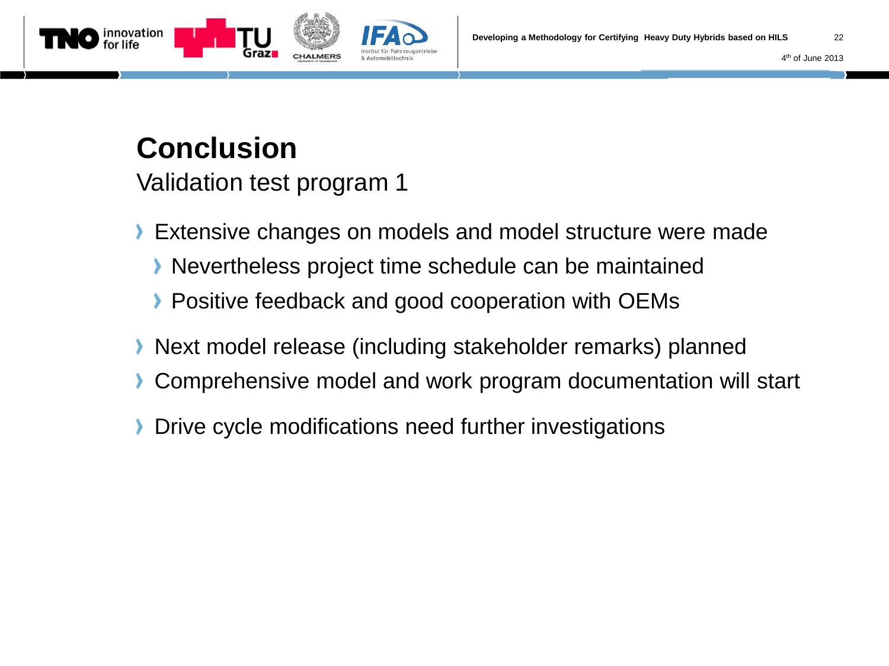# Conclusion

## Validation test program 1

- Extensive changes on models and model structure were made
  - Nevertheless project time schedule can be maintained
  - Positive feedback and good cooperation with OEMs
- Next model release (including stakeholder remarks) planned
- Comprehensive model and work program documentation will start
- Drive cycle modifications need further investigations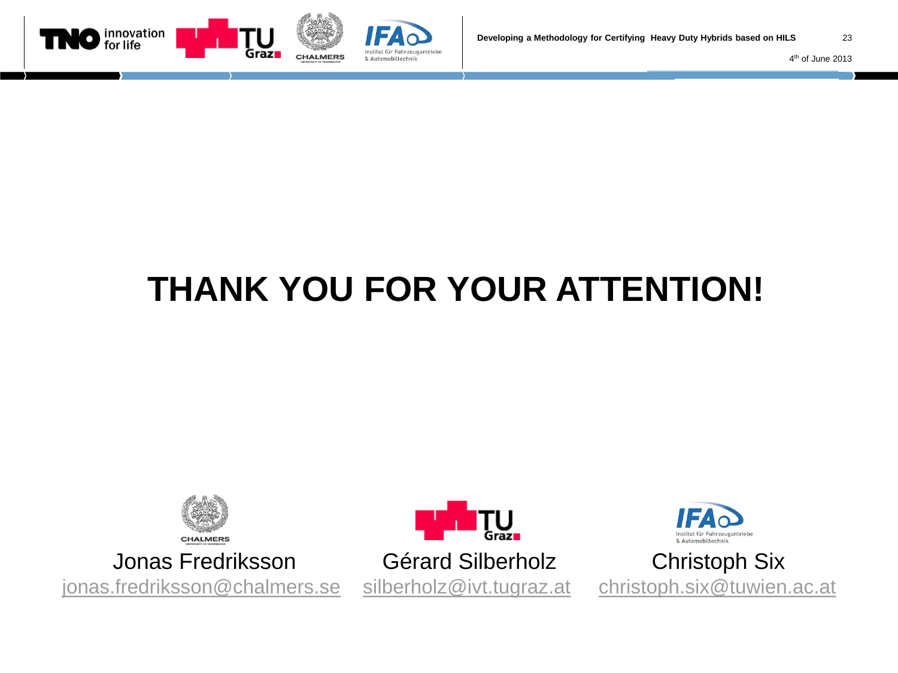# THANK YOU FOR YOUR ATTENTION!

Jonas Fredriksson
jonas.fredriksson@chalmers.se

Gérard Silberholz
silberholz@ivt.tugraz.at

Christoph Six
christoph.six@tuwien.ac.at